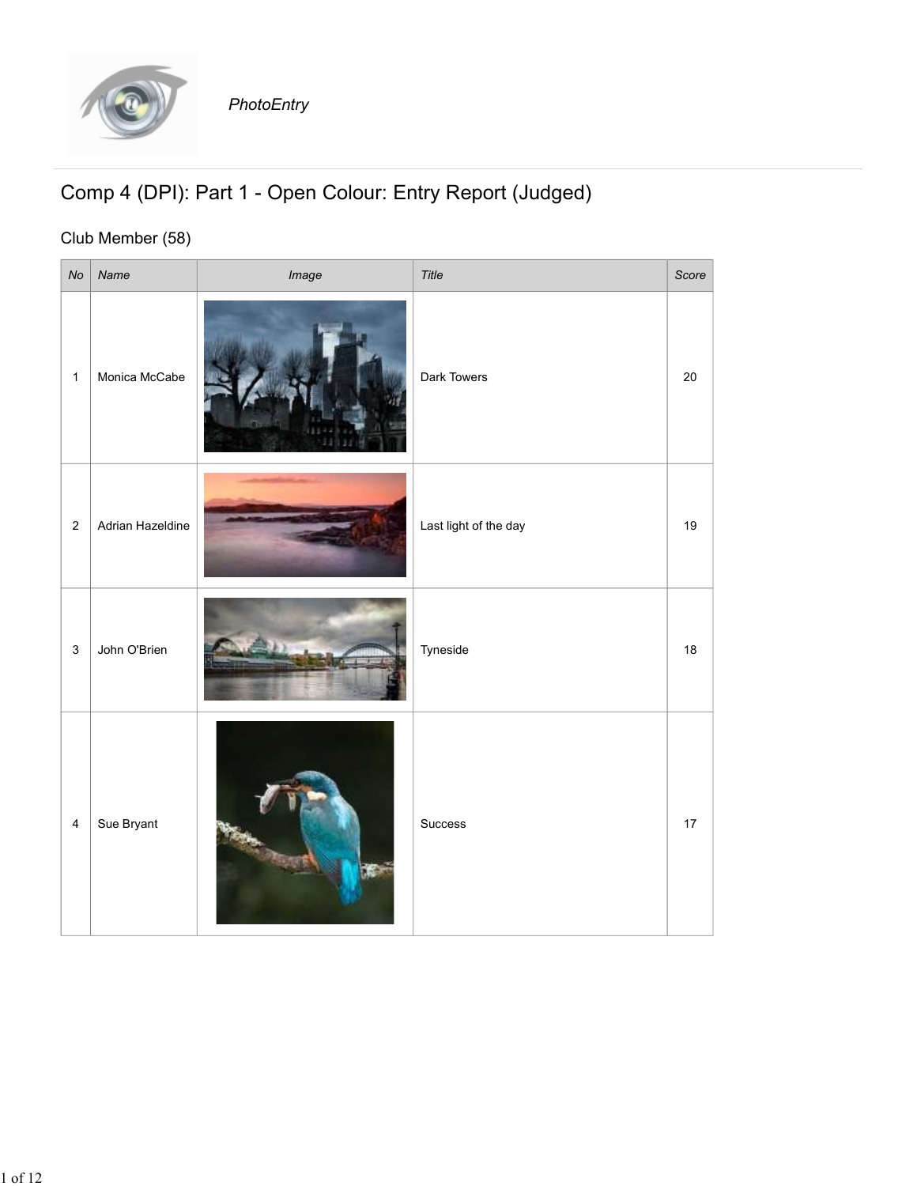PhotoEntry

# Comp 4 (DPI): Part 1 - Open Colour: Entry Report (Judged)

## Club Member (58)

| No | Name | Image | Title | Score |
|---|---|---|---|---|
| 1 | Monica McCabe | | Dark Towers | 20 |
| 2 | Adrian Hazeldine | | Last light of the day | 19 |
| 3 | John O'Brien | | Tyneside | 18 |
| 4 | Sue Bryant | | Success | 17 |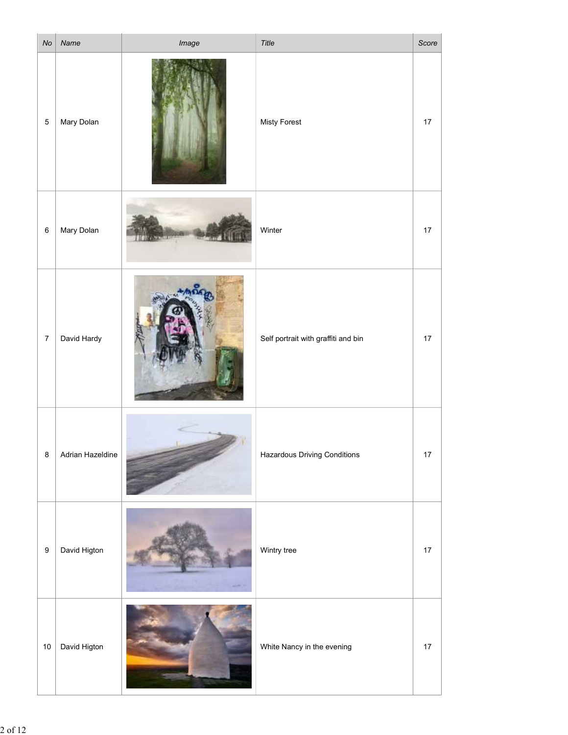| No | Name | Image | Title | Score |
|---|---|---|---|---|
| 5 | Mary Dolan | | Misty Forest | 17 |
| 6 | Mary Dolan | | Winter | 17 |
| 7 | David Hardy | | Self portrait with graffiti and bin | 17 |
| 8 | Adrian Hazeldine | | Hazardous Driving Conditions | 17 |
| 9 | David Higton | | Wintry tree | 17 |
| 10 | David Higton | | White Nancy in the evening | 17 |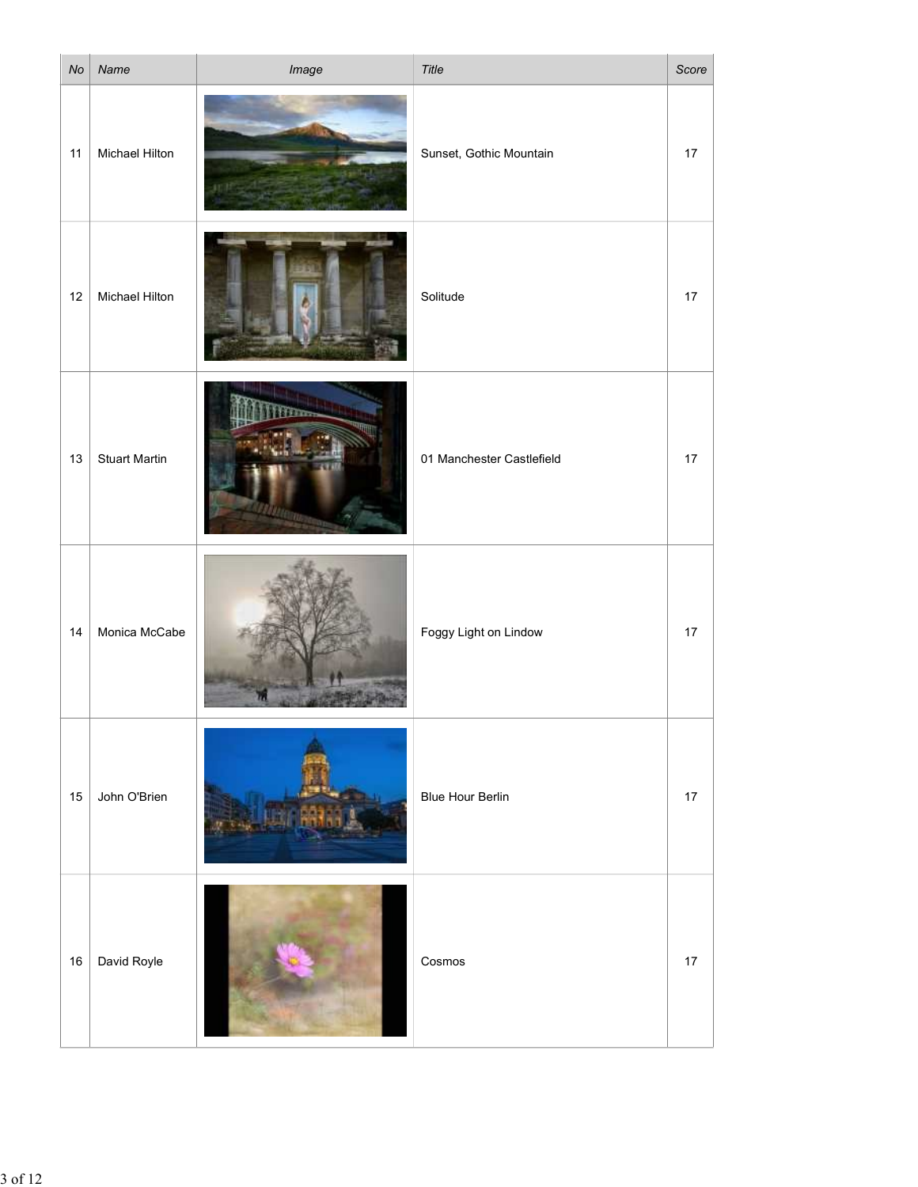| No | Name | Image | Title | Score |
| --- | --- | --- | --- | --- |
| 11 | Michael Hilton | | Sunset, Gothic Mountain | 17 |
| 12 | Michael Hilton | | Solitude | 17 |
| 13 | Stuart Martin | | 01 Manchester Castlefield | 17 |
| 14 | Monica McCabe | | Foggy Light on Lindow | 17 |
| 15 | John O'Brien | | Blue Hour Berlin | 17 |
| 16 | David Royle | | Cosmos | 17 |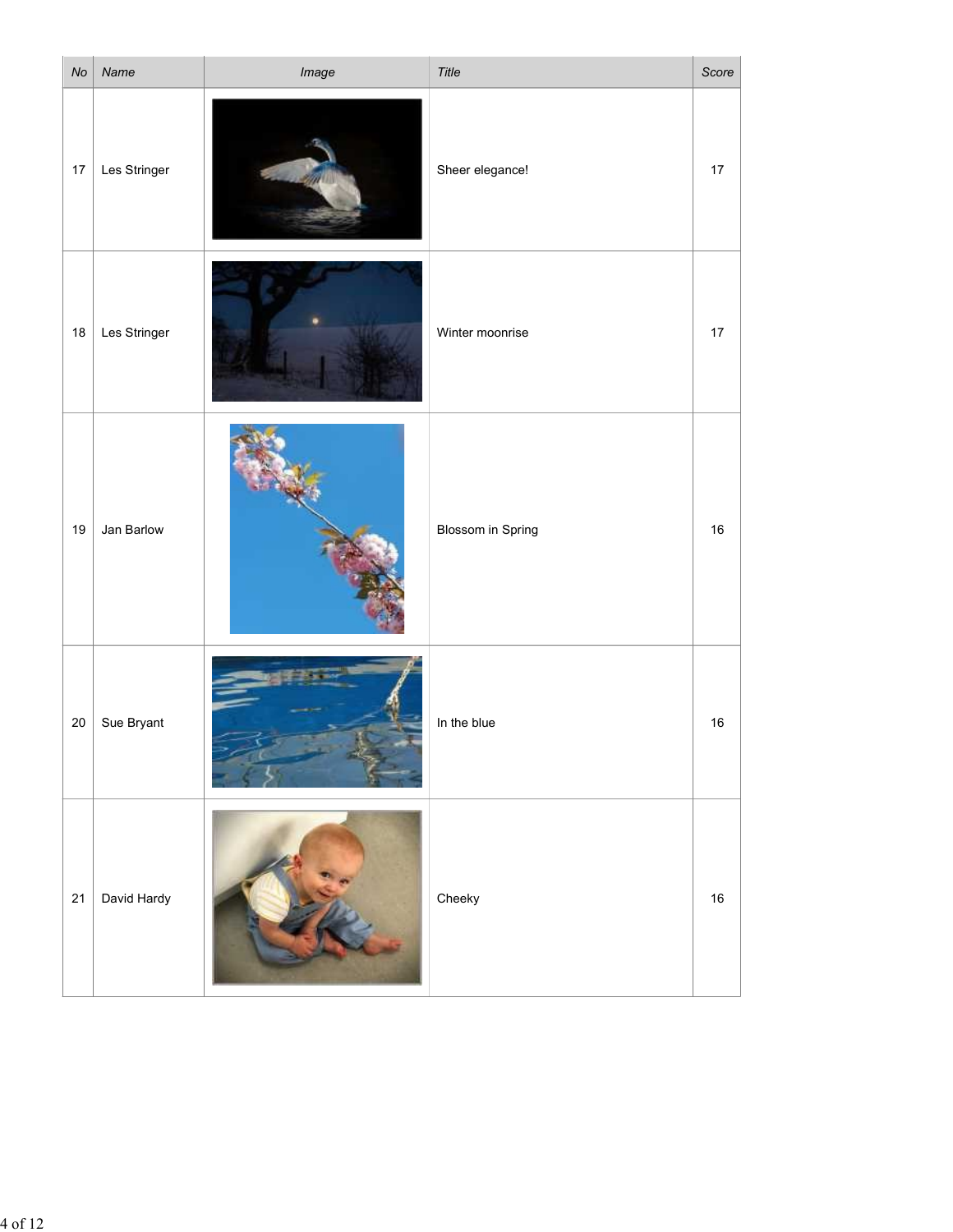| No | Name | Image | Title | Score |
|---|---|---|---|---|
| 17 | Les Stringer | | Sheer elegance! | 17 |
| 18 | Les Stringer | | Winter moonrise | 17 |
| 19 | Jan Barlow | | Blossom in Spring | 16 |
| 20 | Sue Bryant | | In the blue | 16 |
| 21 | David Hardy | | Cheeky | 16 |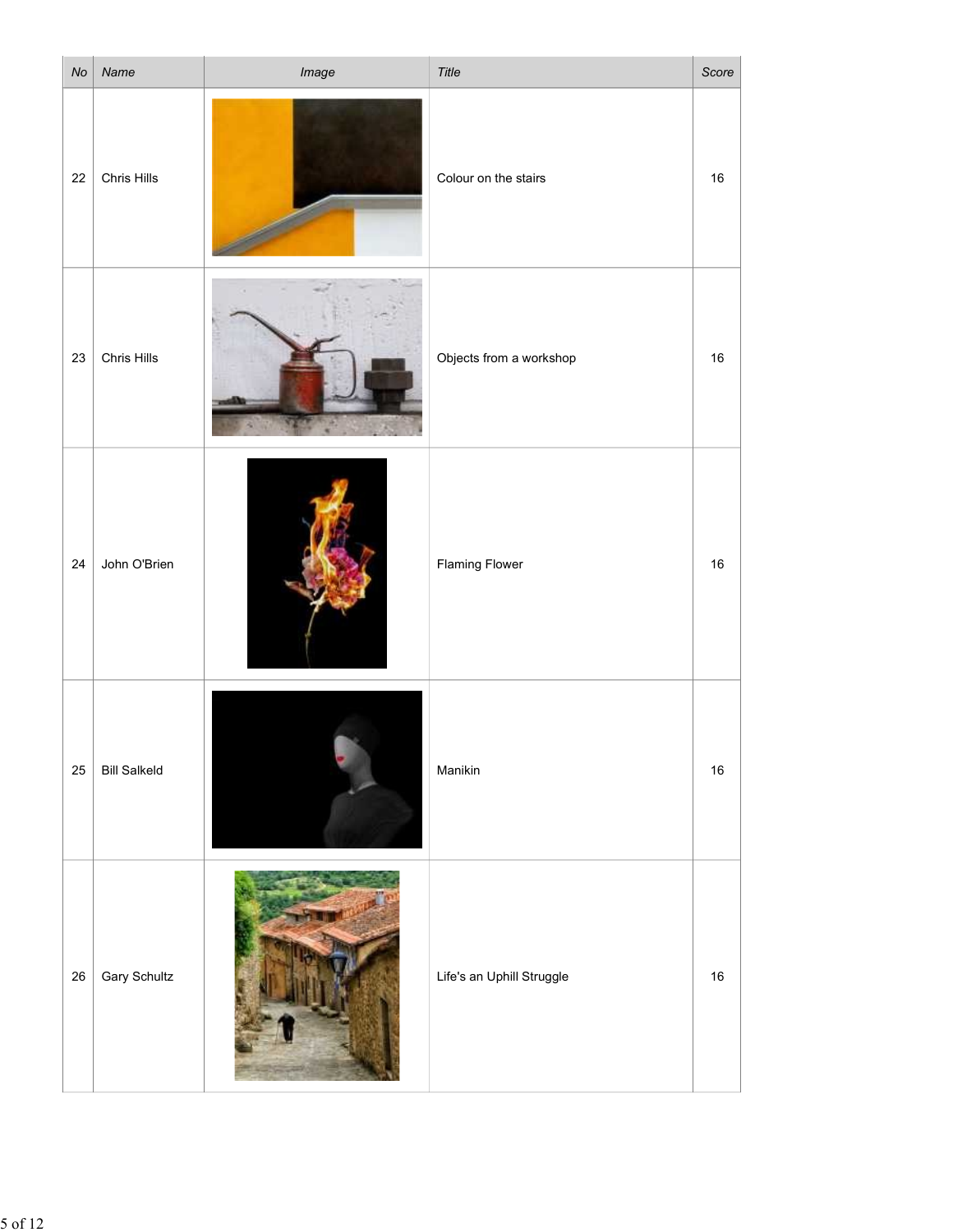| No | Name | Image | Title | Score |
| --- | --- | --- | --- | --- |
| 22 | Chris Hills | | Colour on the stairs | 16 |
| 23 | Chris Hills | | Objects from a workshop | 16 |
| 24 | John O'Brien | | Flaming Flower | 16 |
| 25 | Bill Salkeld | | Manikin | 16 |
| 26 | Gary Schultz | | Life's an Uphill Struggle | 16 |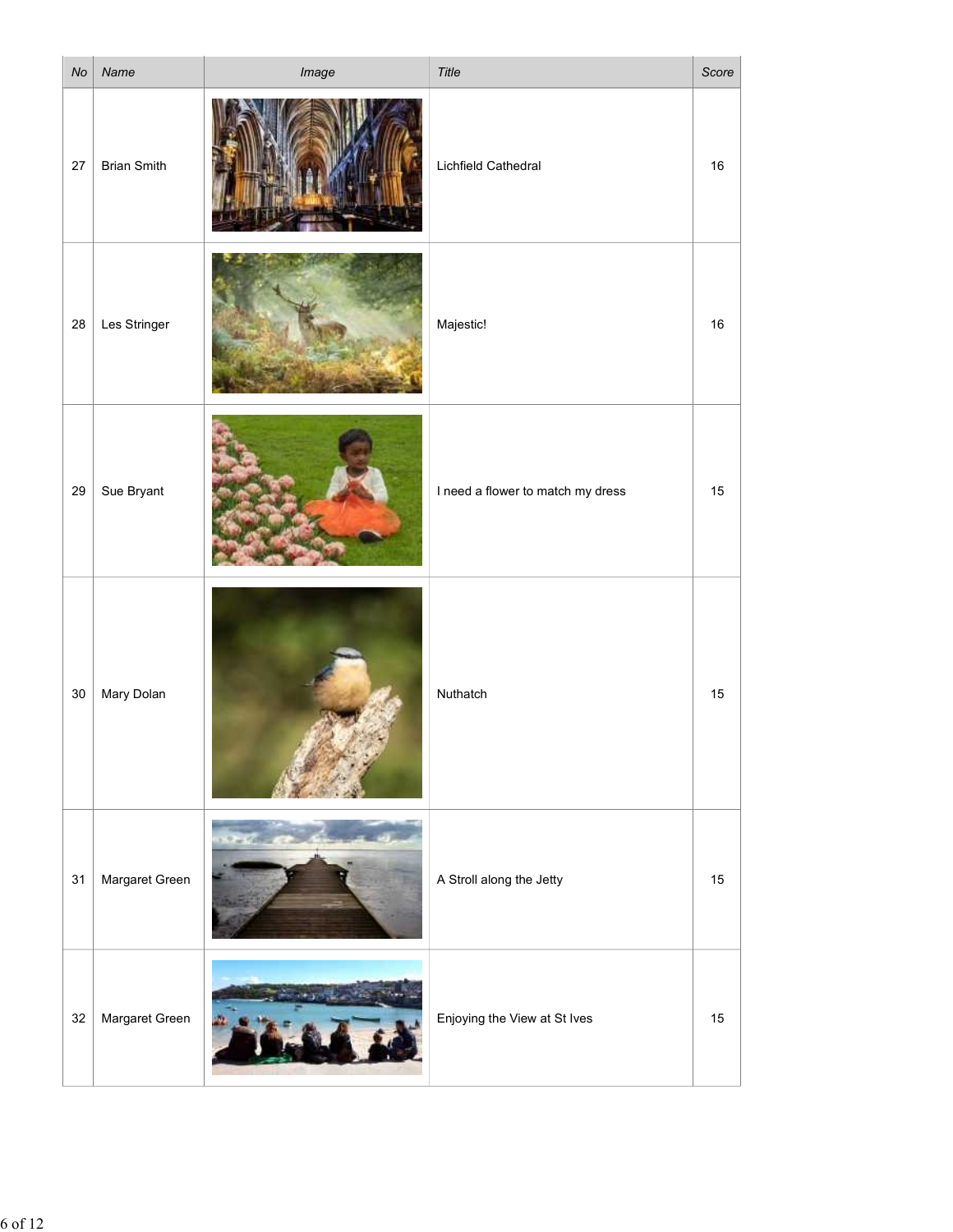| No | Name | Image | Title | Score |
|---|---|---|---|---|
| 27 | Brian Smith | | Lichfield Cathedral | 16 |
| 28 | Les Stringer | | Majestic! | 16 |
| 29 | Sue Bryant | | I need a flower to match my dress | 15 |
| 30 | Mary Dolan | | Nuthatch | 15 |
| 31 | Margaret Green | | A Stroll along the Jetty | 15 |
| 32 | Margaret Green | | Enjoying the View at St Ives | 15 |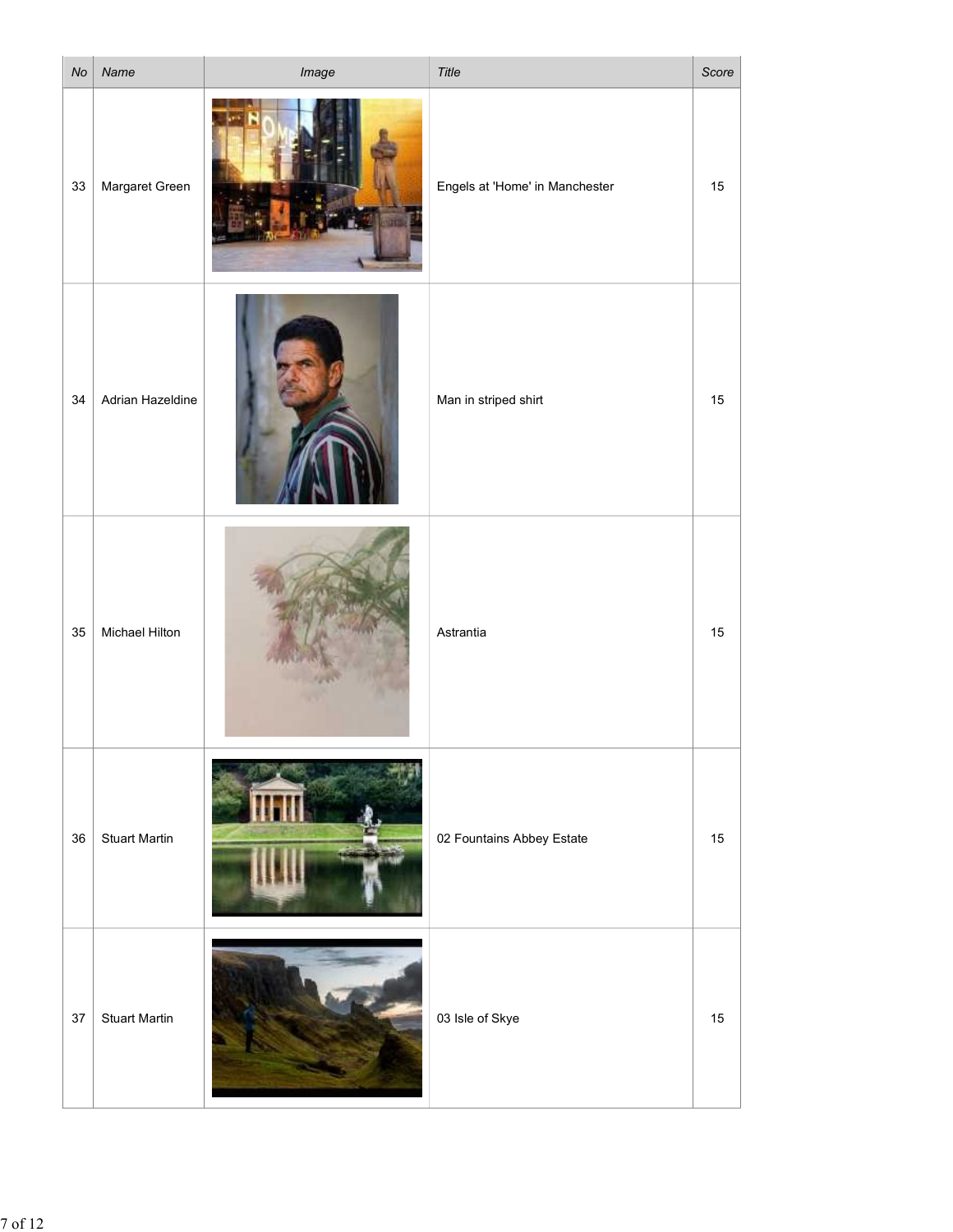| No | Name | Image | Title | Score |
|---|---|---|---|---|
| 33 | Margaret Green | | Engels at 'Home' in Manchester | 15 |
| 34 | Adrian Hazeldine | | Man in striped shirt | 15 |
| 35 | Michael Hilton | | Astrantia | 15 |
| 36 | Stuart Martin | | 02 Fountains Abbey Estate | 15 |
| 37 | Stuart Martin | | 03 Isle of Skye | 15 |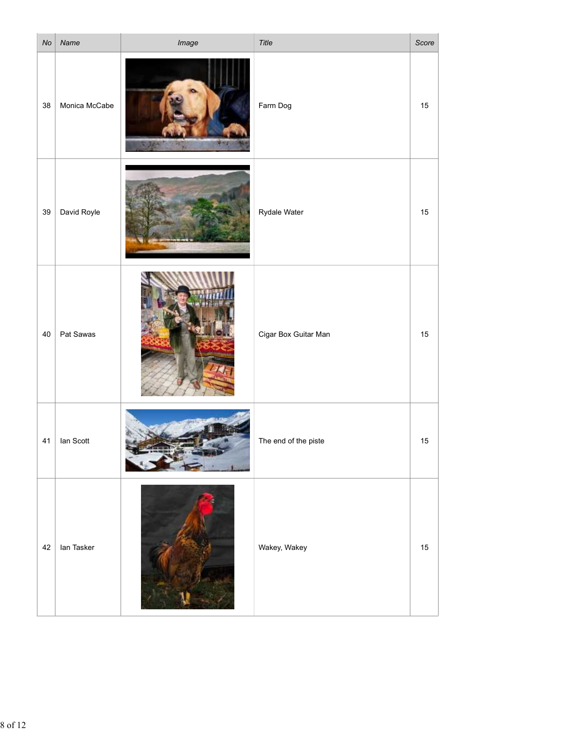| No | Name | Image | Title | Score |
|---|---|---|---|---|
| 38 | Monica McCabe | | Farm Dog | 15 |
| 39 | David Royle | | Rydale Water | 15 |
| 40 | Pat Sawas | | Cigar Box Guitar Man | 15 |
| 41 | Ian Scott | | The end of the piste | 15 |
| 42 | Ian Tasker | | Wakey, Wakey | 15 |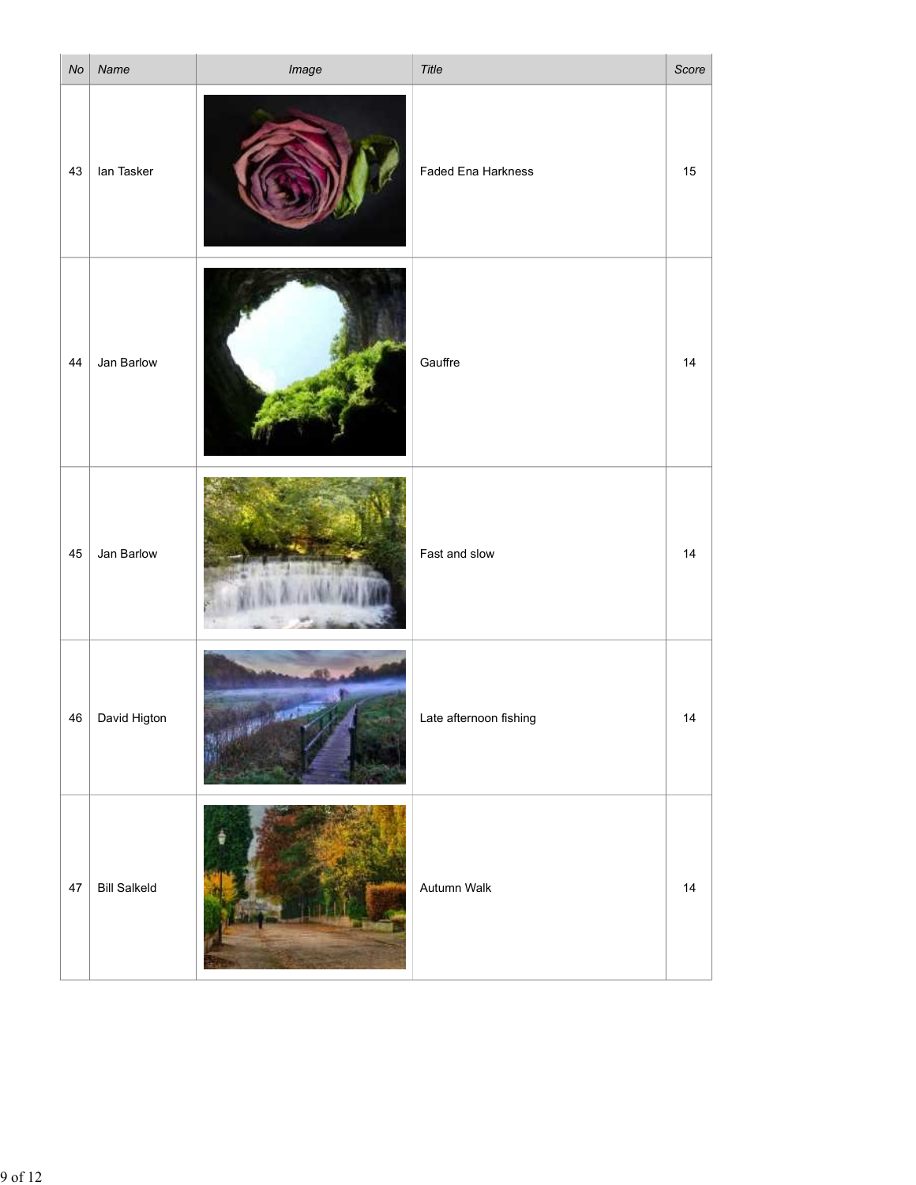| No | Name | Image | Title | Score |
| --- | --- | --- | --- | --- |
| 43 | Ian Tasker | | Faded Ena Harkness | 15 |
| 44 | Jan Barlow | | Gauffre | 14 |
| 45 | Jan Barlow | | Fast and slow | 14 |
| 46 | David Higton | | Late afternoon fishing | 14 |
| 47 | Bill Salkeld | | Autumn Walk | 14 |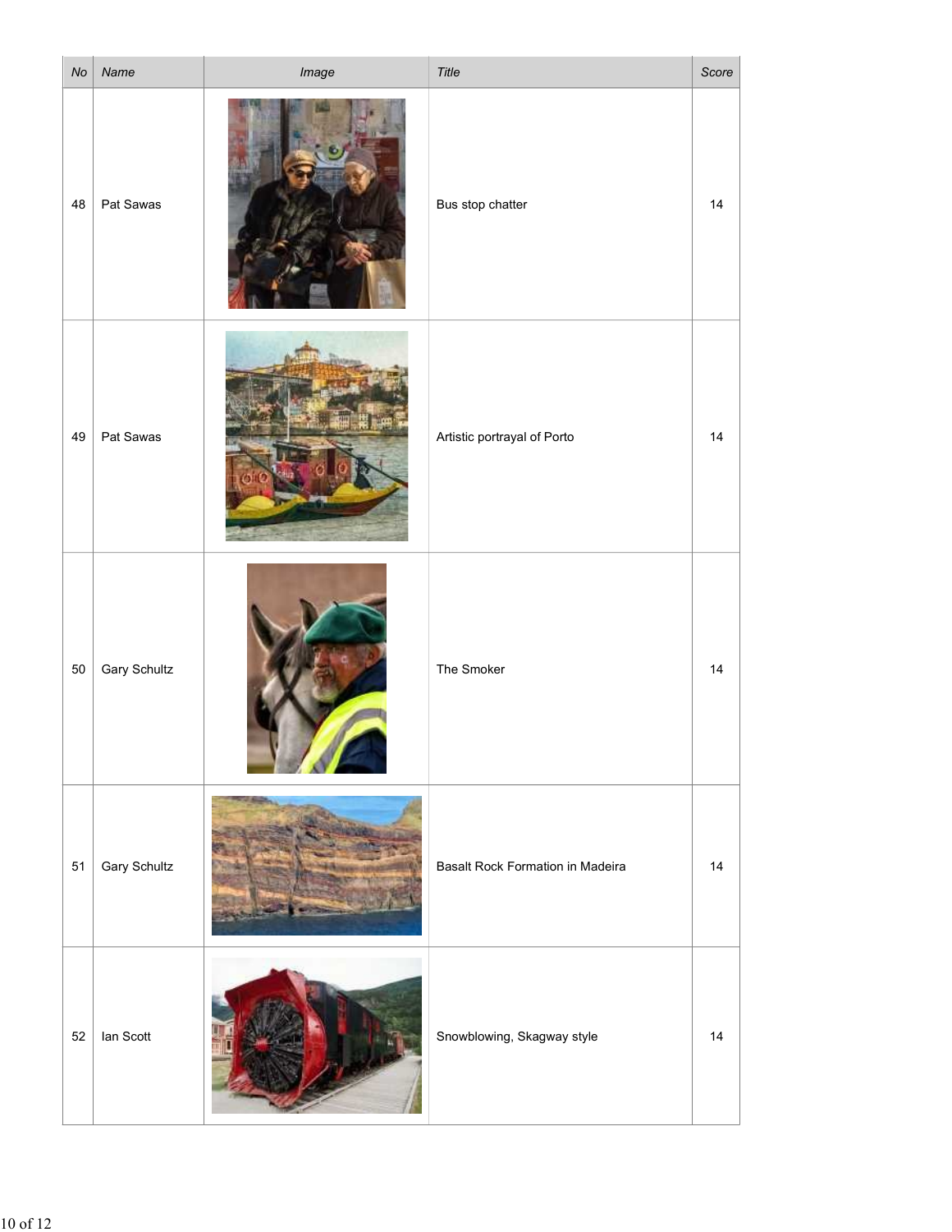| No | Name | Image | Title | Score |
| --- | --- | --- | --- | --- |
| 48 | Pat Sawas | | Bus stop chatter | 14 |
| 49 | Pat Sawas | | Artistic portrayal of Porto | 14 |
| 50 | Gary Schultz | | The Smoker | 14 |
| 51 | Gary Schultz | | Basalt Rock Formation in Madeira | 14 |
| 52 | Ian Scott | | Snowblowing, Skagway style | 14 |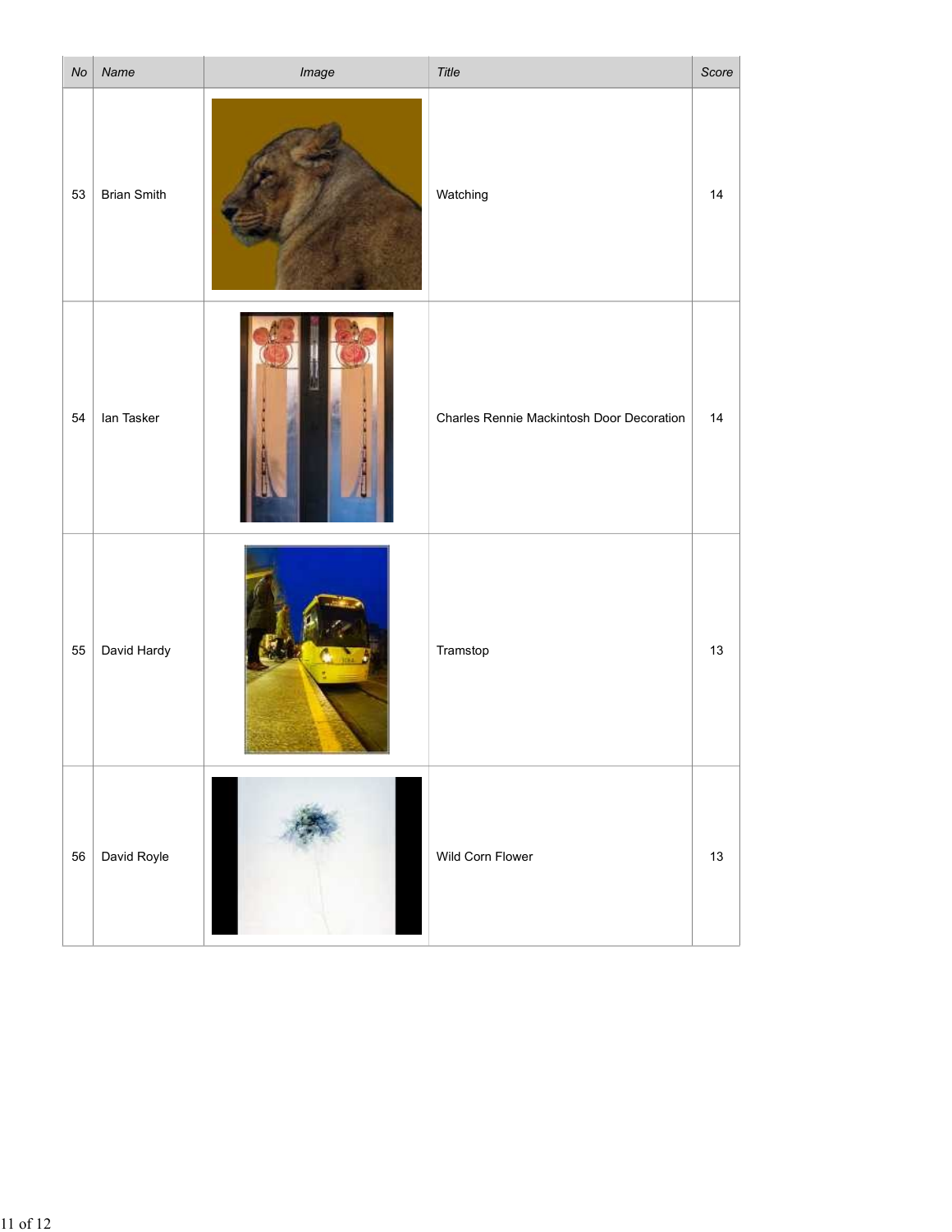| No | Name | Image | Title | Score |
|---|---|---|---|---|
| 53 | Brian Smith | | Watching | 14 |
| 54 | Ian Tasker | | Charles Rennie Mackintosh Door Decoration | 14 |
| 55 | David Hardy | | Tramstop | 13 |
| 56 | David Royle | | Wild Corn Flower | 13 |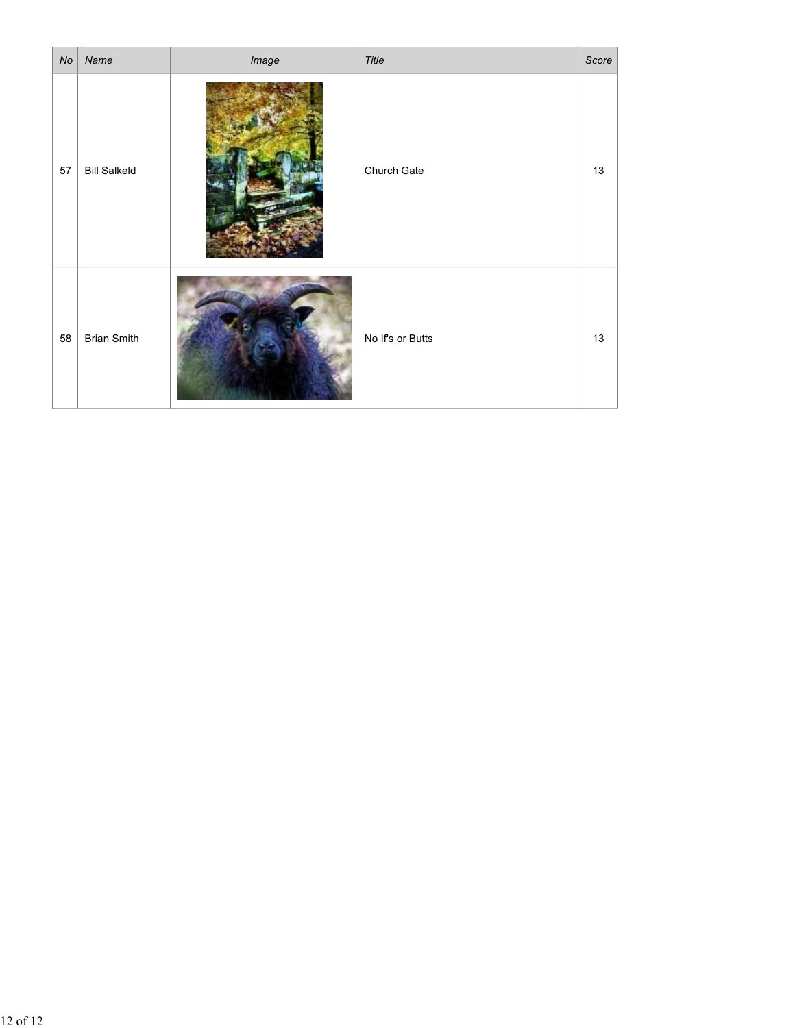| No | Name | Image | Title | Score |
|---|---|---|---|---|
| 57 | Bill Salkeld | | Church Gate | 13 |
| 58 | Brian Smith | | No If's or Butts | 13 |